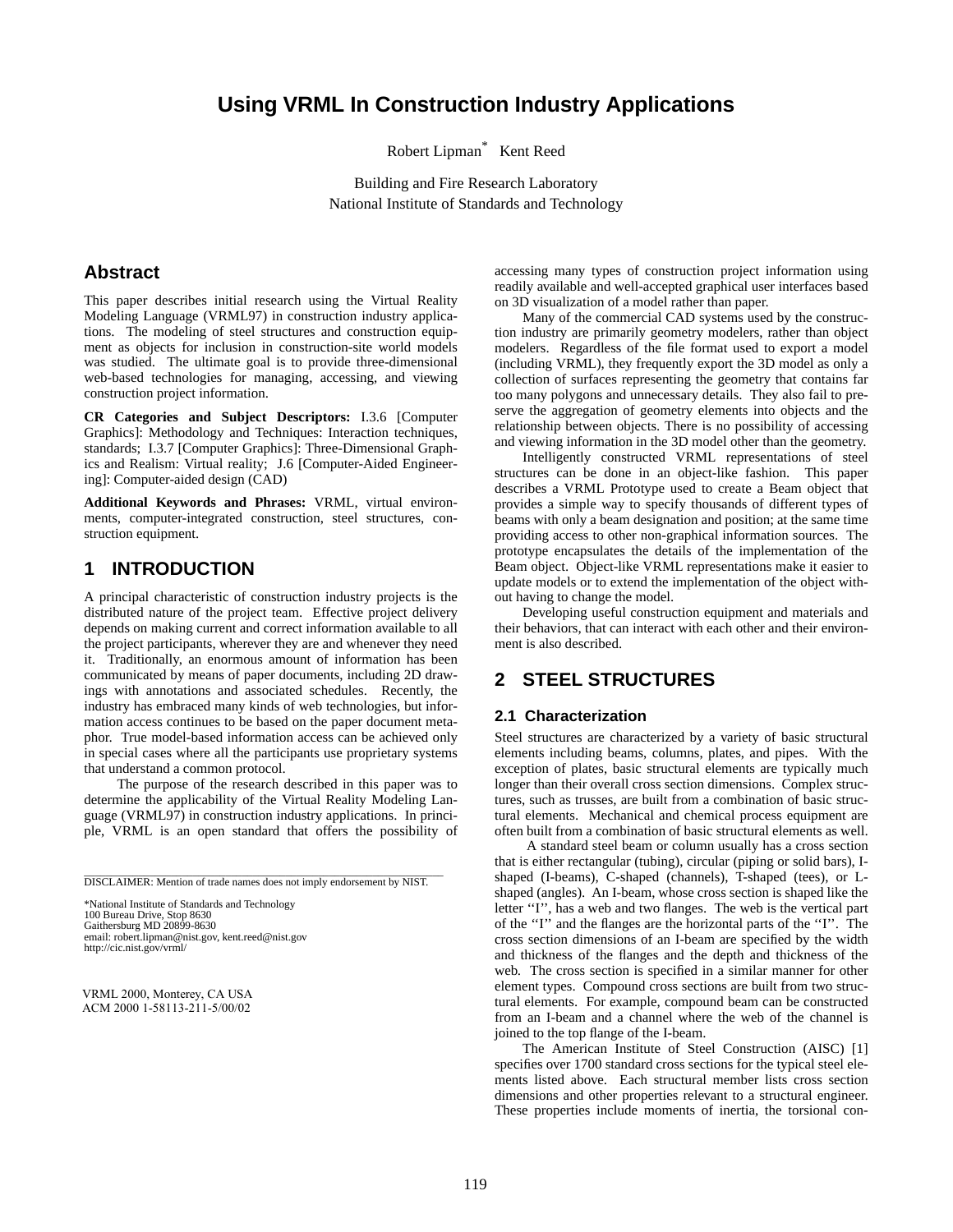# Using VRML In Construction Industry Applications

Robert Lipman* Kent Reed

Building and Fire Research Laboratory
National Institute of Standards and Technology

## Abstract

This paper describes initial research using the Virtual Reality Modeling Language (VRML97) in construction industry applications. The modeling of steel structures and construction equipment as objects for inclusion in construction-site world models was studied. The ultimate goal is to provide three-dimensional web-based technologies for managing, accessing, and viewing construction project information.

**CR Categories and Subject Descriptors:** I.3.6 [Computer Graphics]: Methodology and Techniques: Interaction techniques, standards; I.3.7 [Computer Graphics]: Three-Dimensional Graphics and Realism: Virtual reality; J.6 [Computer-Aided Engineering]: Computer-aided design (CAD)

**Additional Keywords and Phrases:** VRML, virtual environments, computer-integrated construction, steel structures, construction equipment.

## 1 INTRODUCTION

A principal characteristic of construction industry projects is the distributed nature of the project team. Effective project delivery depends on making current and correct information available to all the project participants, wherever they are and whenever they need it. Traditionally, an enormous amount of information has been communicated by means of paper documents, including 2D drawings with annotations and associated schedules. Recently, the industry has embraced many kinds of web technologies, but information access continues to be based on the paper document metaphor. True model-based information access can be achieved only in special cases where all the participants use proprietary systems that understand a common protocol.

The purpose of the research described in this paper was to determine the applicability of the Virtual Reality Modeling Language (VRML97) in construction industry applications. In principle, VRML is an open standard that offers the possibility of accessing many types of construction project information using readily available and well-accepted graphical user interfaces based on 3D visualization of a model rather than paper.

Many of the commercial CAD systems used by the construction industry are primarily geometry modelers, rather than object modelers. Regardless of the file format used to export a model (including VRML), they frequently export the 3D model as only a collection of surfaces representing the geometry that contains far too many polygons and unnecessary details. They also fail to preserve the aggregation of geometry elements into objects and the relationship between objects. There is no possibility of accessing and viewing information in the 3D model other than the geometry.

Intelligently constructed VRML representations of steel structures can be done in an object-like fashion. This paper describes a VRML Prototype used to create a Beam object that provides a simple way to specify thousands of different types of beams with only a beam designation and position; at the same time providing access to other non-graphical information sources. The prototype encapsulates the details of the implementation of the Beam object. Object-like VRML representations make it easier to update models or to extend the implementation of the object without having to change the model.

Developing useful construction equipment and materials and their behaviors, that can interact with each other and their environment is also described.

## 2 STEEL STRUCTURES

### 2.1 Characterization

Steel structures are characterized by a variety of basic structural elements including beams, columns, plates, and pipes. With the exception of plates, basic structural elements are typically much longer than their overall cross section dimensions. Complex structures, such as trusses, are built from a combination of basic structural elements. Mechanical and chemical process equipment are often built from a combination of basic structural elements as well.

A standard steel beam or column usually has a cross section that is either rectangular (tubing), circular (piping or solid bars), I-shaped (I-beams), C-shaped (channels), T-shaped (tees), or L-shaped (angles). An I-beam, whose cross section is shaped like the letter ''I'', has a web and two flanges. The web is the vertical part of the ''I'' and the flanges are the horizontal parts of the ''I''. The cross section dimensions of an I-beam are specified by the width and thickness of the flanges and the depth and thickness of the web. The cross section is specified in a similar manner for other element types. Compound cross sections are built from two structural elements. For example, compound beam can be constructed from an I-beam and a channel where the web of the channel is joined to the top flange of the I-beam.

The American Institute of Steel Construction (AISC) [1] specifies over 1700 standard cross sections for the typical steel elements listed above. Each structural member lists cross section dimensions and other properties relevant to a structural engineer. These properties include moments of inertia, the torsional con-

---

DISCLAIMER: Mention of trade names does not imply endorsement by NIST.

*National Institute of Standards and Technology
100 Bureau Drive, Stop 8630
Gaithersburg MD 20899-8630
email: robert.lipman@nist.gov, kent.reed@nist.gov
http://cic.nist.gov/vrml/

VRML 2000, Monterey, CA USA
ACM 2000 1-58113-211-5/00/02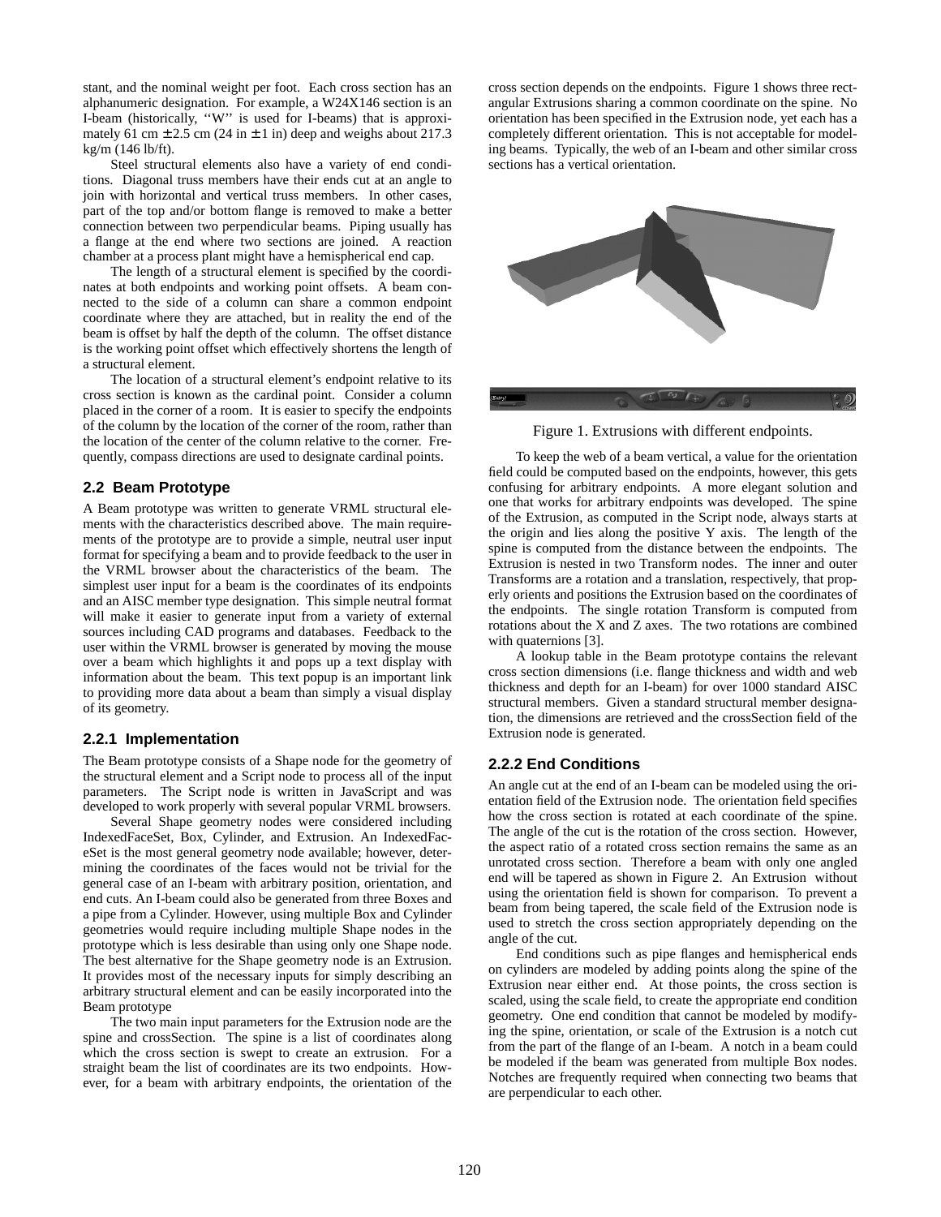stant, and the nominal weight per foot. Each cross section has an alphanumeric designation. For example, a W24X146 section is an I-beam (historically, "W" is used for I-beams) that is approximately 61 cm ± 2.5 cm (24 in ± 1 in) deep and weighs about 217.3 kg/m (146 lb/ft).

Steel structural elements also have a variety of end conditions. Diagonal truss members have their ends cut at an angle to join with horizontal and vertical truss members. In other cases, part of the top and/or bottom flange is removed to make a better connection between two perpendicular beams. Piping usually has a flange at the end where two sections are joined. A reaction chamber at a process plant might have a hemispherical end cap.

The length of a structural element is specified by the coordinates at both endpoints and working point offsets. A beam connected to the side of a column can share a common endpoint coordinate where they are attached, but in reality the end of the beam is offset by half the depth of the column. The offset distance is the working point offset which effectively shortens the length of a structural element.

The location of a structural element's endpoint relative to its cross section is known as the cardinal point. Consider a column placed in the corner of a room. It is easier to specify the endpoints of the column by the location of the corner of the room, rather than the location of the center of the column relative to the corner. Frequently, compass directions are used to designate cardinal points.

### 2.2 Beam Prototype

A Beam prototype was written to generate VRML structural elements with the characteristics described above. The main requirements of the prototype are to provide a simple, neutral user input format for specifying a beam and to provide feedback to the user in the VRML browser about the characteristics of the beam. The simplest user input for a beam is the coordinates of its endpoints and an AISC member type designation. This simple neutral format will make it easier to generate input from a variety of external sources including CAD programs and databases. Feedback to the user within the VRML browser is generated by moving the mouse over a beam which highlights it and pops up a text display with information about the beam. This text popup is an important link to providing more data about a beam than simply a visual display of its geometry.

#### 2.2.1 Implementation

The Beam prototype consists of a Shape node for the geometry of the structural element and a Script node to process all of the input parameters. The Script node is written in JavaScript and was developed to work properly with several popular VRML browsers.

Several Shape geometry nodes were considered including IndexedFaceSet, Box, Cylinder, and Extrusion. An IndexedFaceSet is the most general geometry node available; however, determining the coordinates of the faces would not be trivial for the general case of an I-beam with arbitrary position, orientation, and end cuts. An I-beam could also be generated from three Boxes and a pipe from a Cylinder. However, using multiple Box and Cylinder geometries would require including multiple Shape nodes in the prototype which is less desirable than using only one Shape node. The best alternative for the Shape geometry node is an Extrusion. It provides most of the necessary inputs for simply describing an arbitrary structural element and can be easily incorporated into the Beam prototype

The two main input parameters for the Extrusion node are the spine and crossSection. The spine is a list of coordinates along which the cross section is swept to create an extrusion. For a straight beam the list of coordinates are its two endpoints. However, for a beam with arbitrary endpoints, the orientation of the cross section depends on the endpoints. Figure 1 shows three rectangular Extrusions sharing a common coordinate on the spine. No orientation has been specified in the Extrusion node, yet each has a completely different orientation. This is not acceptable for modeling beams. Typically, the web of an I-beam and other similar cross sections has a vertical orientation.

Figure 1. Extrusions with different endpoints.

To keep the web of a beam vertical, a value for the orientation field could be computed based on the endpoints, however, this gets confusing for arbitrary endpoints. A more elegant solution and one that works for arbitrary endpoints was developed. The spine of the Extrusion, as computed in the Script node, always starts at the origin and lies along the positive Y axis. The length of the spine is computed from the distance between the endpoints. The Extrusion is nested in two Transform nodes. The inner and outer Transforms are a rotation and a translation, respectively, that properly orients and positions the Extrusion based on the coordinates of the endpoints. The single rotation Transform is computed from rotations about the X and Z axes. The two rotations are combined with quaternions [3].

A lookup table in the Beam prototype contains the relevant cross section dimensions (i.e. flange thickness and width and web thickness and depth for an I-beam) for over 1000 standard AISC structural members. Given a standard structural member designation, the dimensions are retrieved and the crossSection field of the Extrusion node is generated.

#### 2.2.2 End Conditions

An angle cut at the end of an I-beam can be modeled using the orientation field of the Extrusion node. The orientation field specifies how the cross section is rotated at each coordinate of the spine. The angle of the cut is the rotation of the cross section. However, the aspect ratio of a rotated cross section remains the same as an unrotated cross section. Therefore a beam with only one angled end will be tapered as shown in Figure 2. An Extrusion without using the orientation field is shown for comparison. To prevent a beam from being tapered, the scale field of the Extrusion node is used to stretch the cross section appropriately depending on the angle of the cut.

End conditions such as pipe flanges and hemispherical ends on cylinders are modeled by adding points along the spine of the Extrusion near either end. At those points, the cross section is scaled, using the scale field, to create the appropriate end condition geometry. One end condition that cannot be modeled by modifying the spine, orientation, or scale of the Extrusion is a notch cut from the part of the flange of an I-beam. A notch in a beam could be modeled if the beam was generated from multiple Box nodes. Notches are frequently required when connecting two beams that are perpendicular to each other.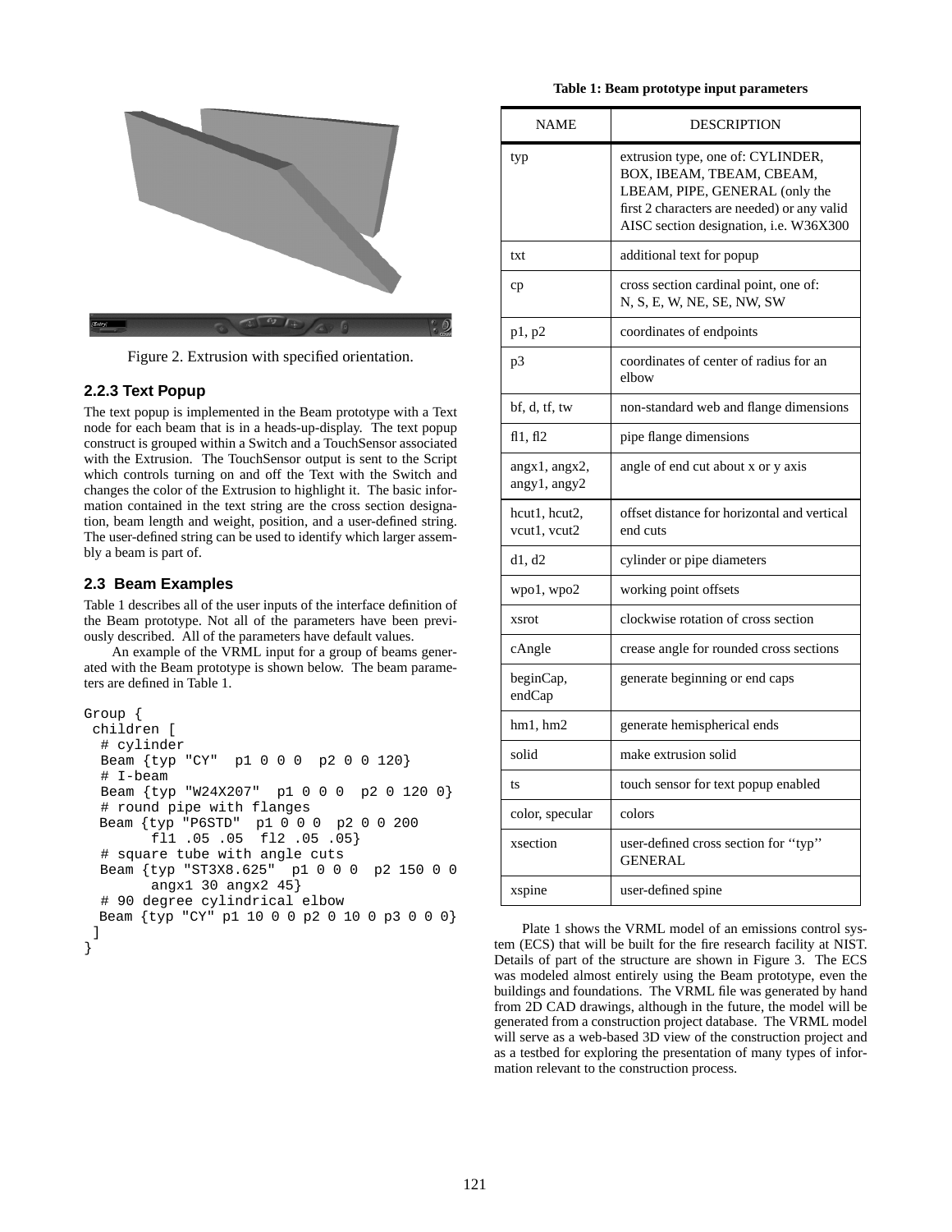Figure 2. Extrusion with specified orientation.

### 2.2.3 Text Popup

The text popup is implemented in the Beam prototype with a Text node for each beam that is in a heads-up-display. The text popup construct is grouped within a Switch and a TouchSensor associated with the Extrusion. The TouchSensor output is sent to the Script which controls turning on and off the Text with the Switch and changes the color of the Extrusion to highlight it. The basic information contained in the text string are the cross section designation, beam length and weight, position, and a user-defined string. The user-defined string can be used to identify which larger assembly a beam is part of.

## 2.3 Beam Examples

Table 1 describes all of the user inputs of the interface definition of the Beam prototype. Not all of the parameters have been previously described. All of the parameters have default values.

An example of the VRML input for a group of beams generated with the Beam prototype is shown below. The beam parameters are defined in Table 1.

```
Group {
 children [
  # cylinder
  Beam {typ "CY"  p1 0 0 0  p2 0 0 120}
  # I-beam
  Beam {typ "W24X207"  p1 0 0 0  p2 0 120 0}
  # round pipe with flanges
  Beam {typ "P6STD"  p1 0 0 0  p2 0 0 200
        fl1 .05 .05  fl2 .05 .05}
  # square tube with angle cuts
  Beam {typ "ST3X8.625"  p1 0 0 0  p2 150 0 0
        angx1 30 angx2 45}
  # 90 degree cylindrical elbow
  Beam {typ "CY" p1 10 0 0 p2 0 10 0 p3 0 0 0}
 ]
}
```

**Table 1: Beam prototype input parameters**

| NAME | DESCRIPTION |
|---|---|
| typ | extrusion type, one of: CYLINDER, BOX, IBEAM, TBEAM, CBEAM, LBEAM, PIPE, GENERAL (only the first 2 characters are needed) or any valid AISC section designation, i.e. W36X300 |
| txt | additional text for popup |
| cp | cross section cardinal point, one of: N, S, E, W, NE, SE, NW, SW |
| p1, p2 | coordinates of endpoints |
| p3 | coordinates of center of radius for an elbow |
| bf, d, tf, tw | non-standard web and flange dimensions |
| fl1, fl2 | pipe flange dimensions |
| angx1, angx2, angy1, angy2 | angle of end cut about x or y axis |
| hcut1, hcut2, vcut1, vcut2 | offset distance for horizontal and vertical end cuts |
| d1, d2 | cylinder or pipe diameters |
| wpo1, wpo2 | working point offsets |
| xsrot | clockwise rotation of cross section |
| cAngle | crease angle for rounded cross sections |
| beginCap, endCap | generate beginning or end caps |
| hm1, hm2 | generate hemispherical ends |
| solid | make extrusion solid |
| ts | touch sensor for text popup enabled |
| color, specular | colors |
| xsection | user-defined cross section for ''typ'' GENERAL |
| xspine | user-defined spine |

Plate 1 shows the VRML model of an emissions control system (ECS) that will be built for the fire research facility at NIST. Details of part of the structure are shown in Figure 3. The ECS was modeled almost entirely using the Beam prototype, even the buildings and foundations. The VRML file was generated by hand from 2D CAD drawings, although in the future, the model will be generated from a construction project database. The VRML model will serve as a web-based 3D view of the construction project and as a testbed for exploring the presentation of many types of information relevant to the construction process.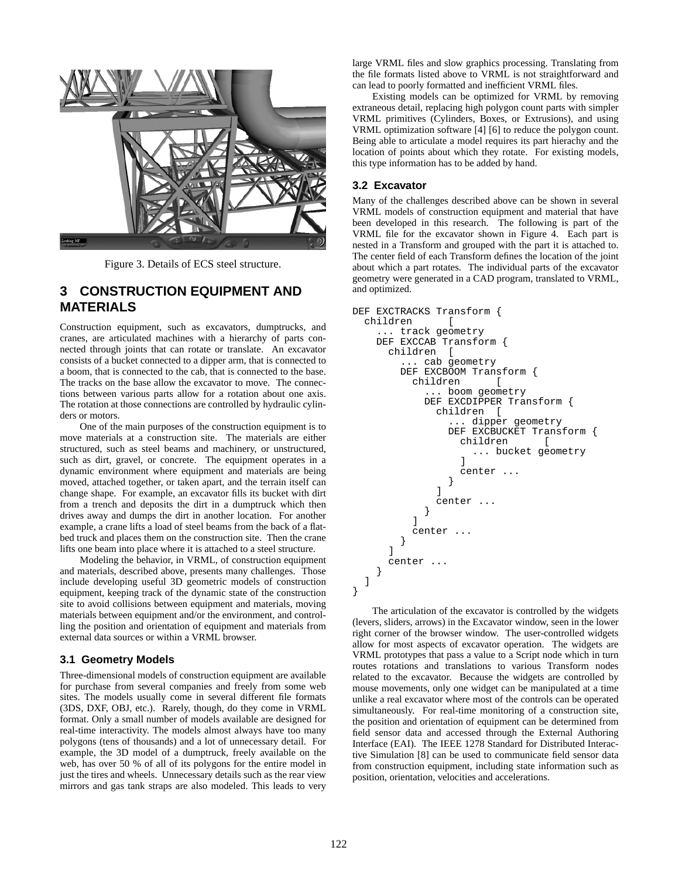Figure 3. Details of ECS steel structure.

## 3 CONSTRUCTION EQUIPMENT AND MATERIALS

Construction equipment, such as excavators, dumptrucks, and cranes, are articulated machines with a hierarchy of parts connected through joints that can rotate or translate. An excavator consists of a bucket connected to a dipper arm, that is connected to a boom, that is connected to the cab, that is connected to the base. The tracks on the base allow the excavator to move. The connections between various parts allow for a rotation about one axis. The rotation at those connections are controlled by hydraulic cylinders or motors.

One of the main purposes of the construction equipment is to move materials at a construction site. The materials are either structured, such as steel beams and machinery, or unstructured, such as dirt, gravel, or concrete. The equipment operates in a dynamic environment where equipment and materials are being moved, attached together, or taken apart, and the terrain itself can change shape. For example, an excavator fills its bucket with dirt from a trench and deposits the dirt in a dumptruck which then drives away and dumps the dirt in another location. For another example, a crane lifts a load of steel beams from the back of a flatbed truck and places them on the construction site. Then the crane lifts one beam into place where it is attached to a steel structure.

Modeling the behavior, in VRML, of construction equipment and materials, described above, presents many challenges. Those include developing useful 3D geometric models of construction equipment, keeping track of the dynamic state of the construction site to avoid collisions between equipment and materials, moving materials between equipment and/or the environment, and controlling the position and orientation of equipment and materials from external data sources or within a VRML browser.

### 3.1 Geometry Models

Three-dimensional models of construction equipment are available for purchase from several companies and freely from some web sites. The models usually come in several different file formats (3DS, DXF, OBJ, etc.). Rarely, though, do they come in VRML format. Only a small number of models available are designed for real-time interactivity. The models almost always have too many polygons (tens of thousands) and a lot of unnecessary detail. For example, the 3D model of a dumptruck, freely available on the web, has over 50 % of all of its polygons for the entire model in just the tires and wheels. Unnecessary details such as the rear view mirrors and gas tank straps are also modeled. This leads to very large VRML files and slow graphics processing. Translating from the file formats listed above to VRML is not straightforward and can lead to poorly formatted and inefficient VRML files.

Existing models can be optimized for VRML by removing extraneous detail, replacing high polygon count parts with simpler VRML primitives (Cylinders, Boxes, or Extrusions), and using VRML optimization software [4] [6] to reduce the polygon count. Being able to articulate a model requires its part hierachy and the location of points about which they rotate. For existing models, this type information has to be added by hand.

### 3.2 Excavator

Many of the challenges described above can be shown in several VRML models of construction equipment and material that have been developed in this research. The following is part of the VRML file for the excavator shown in Figure 4. Each part is nested in a Transform and grouped with the part it is attached to. The center field of each Transform defines the location of the joint about which a part rotates. The individual parts of the excavator geometry were generated in a CAD program, translated to VRML, and optimized.

```
DEF EXCTRACKS Transform {
  children      [
    ... track geometry
    DEF EXCCAB Transform {
      children  [
        ... cab geometry
        DEF EXCBOOM Transform {
          children      [
            ... boom geometry
            DEF EXCDIPPER Transform {
              children  [
                ... dipper geometry
                DEF EXCBUCKET Transform {
                  children      [
                    ... bucket geometry
                  ]
                  center ...
                }
              ]
              center ...
            }
          ]
          center ...
        }
      ]
      center ...
    }
  ]
}
```

The articulation of the excavator is controlled by the widgets (levers, sliders, arrows) in the Excavator window, seen in the lower right corner of the browser window. The user-controlled widgets allow for most aspects of excavator operation. The widgets are VRML prototypes that pass a value to a Script node which in turn routes rotations and translations to various Transform nodes related to the excavator. Because the widgets are controlled by mouse movements, only one widget can be manipulated at a time unlike a real excavator where most of the controls can be operated simultaneously. For real-time monitoring of a construction site, the position and orientation of equipment can be determined from field sensor data and accessed through the External Authoring Interface (EAI). The IEEE 1278 Standard for Distributed Interactive Simulation [8] can be used to communicate field sensor data from construction equipment, including state information such as position, orientation, velocities and accelerations.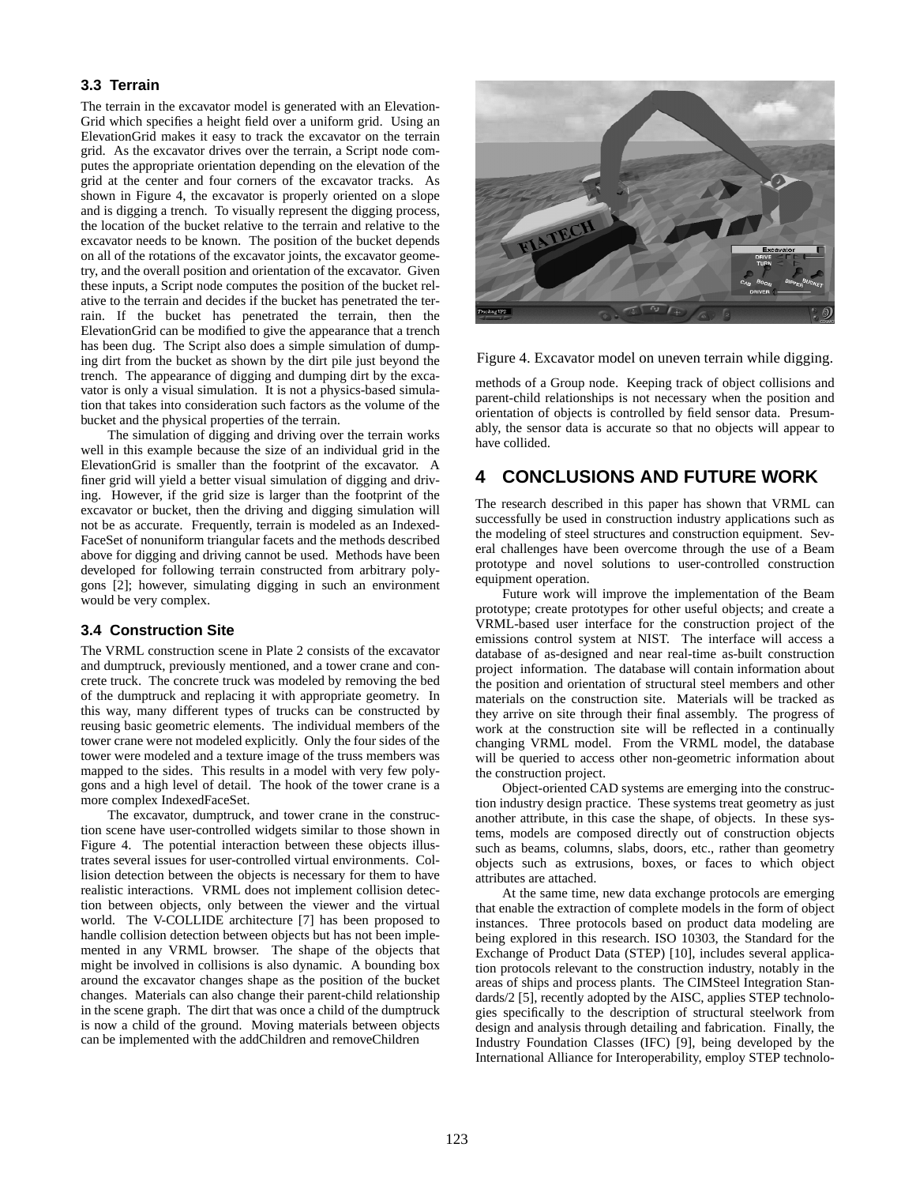### 3.3 Terrain

The terrain in the excavator model is generated with an ElevationGrid which specifies a height field over a uniform grid. Using an ElevationGrid makes it easy to track the excavator on the terrain grid. As the excavator drives over the terrain, a Script node computes the appropriate orientation depending on the elevation of the grid at the center and four corners of the excavator tracks. As shown in Figure 4, the excavator is properly oriented on a slope and is digging a trench. To visually represent the digging process, the location of the bucket relative to the terrain and relative to the excavator needs to be known. The position of the bucket depends on all of the rotations of the excavator joints, the excavator geometry, and the overall position and orientation of the excavator. Given these inputs, a Script node computes the position of the bucket relative to the terrain and decides if the bucket has penetrated the terrain. If the bucket has penetrated the terrain, then the ElevationGrid can be modified to give the appearance that a trench has been dug. The Script also does a simple simulation of dumping dirt from the bucket as shown by the dirt pile just beyond the trench. The appearance of digging and dumping dirt by the excavator is only a visual simulation. It is not a physics-based simulation that takes into consideration such factors as the volume of the bucket and the physical properties of the terrain.

The simulation of digging and driving over the terrain works well in this example because the size of an individual grid in the ElevationGrid is smaller than the footprint of the excavator. A finer grid will yield a better visual simulation of digging and driving. However, if the grid size is larger than the footprint of the excavator or bucket, then the driving and digging simulation will not be as accurate. Frequently, terrain is modeled as an IndexedFaceSet of nonuniform triangular facets and the methods described above for digging and driving cannot be used. Methods have been developed for following terrain constructed from arbitrary polygons [2]; however, simulating digging in such an environment would be very complex.

### 3.4 Construction Site

The VRML construction scene in Plate 2 consists of the excavator and dumptruck, previously mentioned, and a tower crane and concrete truck. The concrete truck was modeled by removing the bed of the dumptruck and replacing it with appropriate geometry. In this way, many different types of trucks can be constructed by reusing basic geometric elements. The individual members of the tower crane were not modeled explicitly. Only the four sides of the tower were modeled and a texture image of the truss members was mapped to the sides. This results in a model with very few polygons and a high level of detail. The hook of the tower crane is a more complex IndexedFaceSet.

The excavator, dumptruck, and tower crane in the construction scene have user-controlled widgets similar to those shown in Figure 4. The potential interaction between these objects illustrates several issues for user-controlled virtual environments. Collision detection between the objects is necessary for them to have realistic interactions. VRML does not implement collision detection between objects, only between the viewer and the virtual world. The V-COLLIDE architecture [7] has been proposed to handle collision detection between objects but has not been implemented in any VRML browser. The shape of the objects that might be involved in collisions is also dynamic. A bounding box around the excavator changes shape as the position of the bucket changes. Materials can also change their parent-child relationship in the scene graph. The dirt that was once a child of the dumptruck is now a child of the ground. Moving materials between objects can be implemented with the addChildren and removeChildren methods of a Group node. Keeping track of object collisions and parent-child relationships is not necessary when the position and orientation of objects is controlled by field sensor data. Presumably, the sensor data is accurate so that no objects will appear to have collided.

Figure 4. Excavator model on uneven terrain while digging.

## 4 CONCLUSIONS AND FUTURE WORK

The research described in this paper has shown that VRML can successfully be used in construction industry applications such as the modeling of steel structures and construction equipment. Several challenges have been overcome through the use of a Beam prototype and novel solutions to user-controlled construction equipment operation.

Future work will improve the implementation of the Beam prototype; create prototypes for other useful objects; and create a VRML-based user interface for the construction project of the emissions control system at NIST. The interface will access a database of as-designed and near real-time as-built construction project information. The database will contain information about the position and orientation of structural steel members and other materials on the construction site. Materials will be tracked as they arrive on site through their final assembly. The progress of work at the construction site will be reflected in a continually changing VRML model. From the VRML model, the database will be queried to access other non-geometric information about the construction project.

Object-oriented CAD systems are emerging into the construction industry design practice. These systems treat geometry as just another attribute, in this case the shape, of objects. In these systems, models are composed directly out of construction objects such as beams, columns, slabs, doors, etc., rather than geometry objects such as extrusions, boxes, or faces to which object attributes are attached.

At the same time, new data exchange protocols are emerging that enable the extraction of complete models in the form of object instances. Three protocols based on product data modeling are being explored in this research. ISO 10303, the Standard for the Exchange of Product Data (STEP) [10], includes several application protocols relevant to the construction industry, notably in the areas of ships and process plants. The CIMSteel Integration Standards/2 [5], recently adopted by the AISC, applies STEP technologies specifically to the description of structural steelwork from design and analysis through detailing and fabrication. Finally, the Industry Foundation Classes (IFC) [9], being developed by the International Alliance for Interoperability, employ STEP technolo-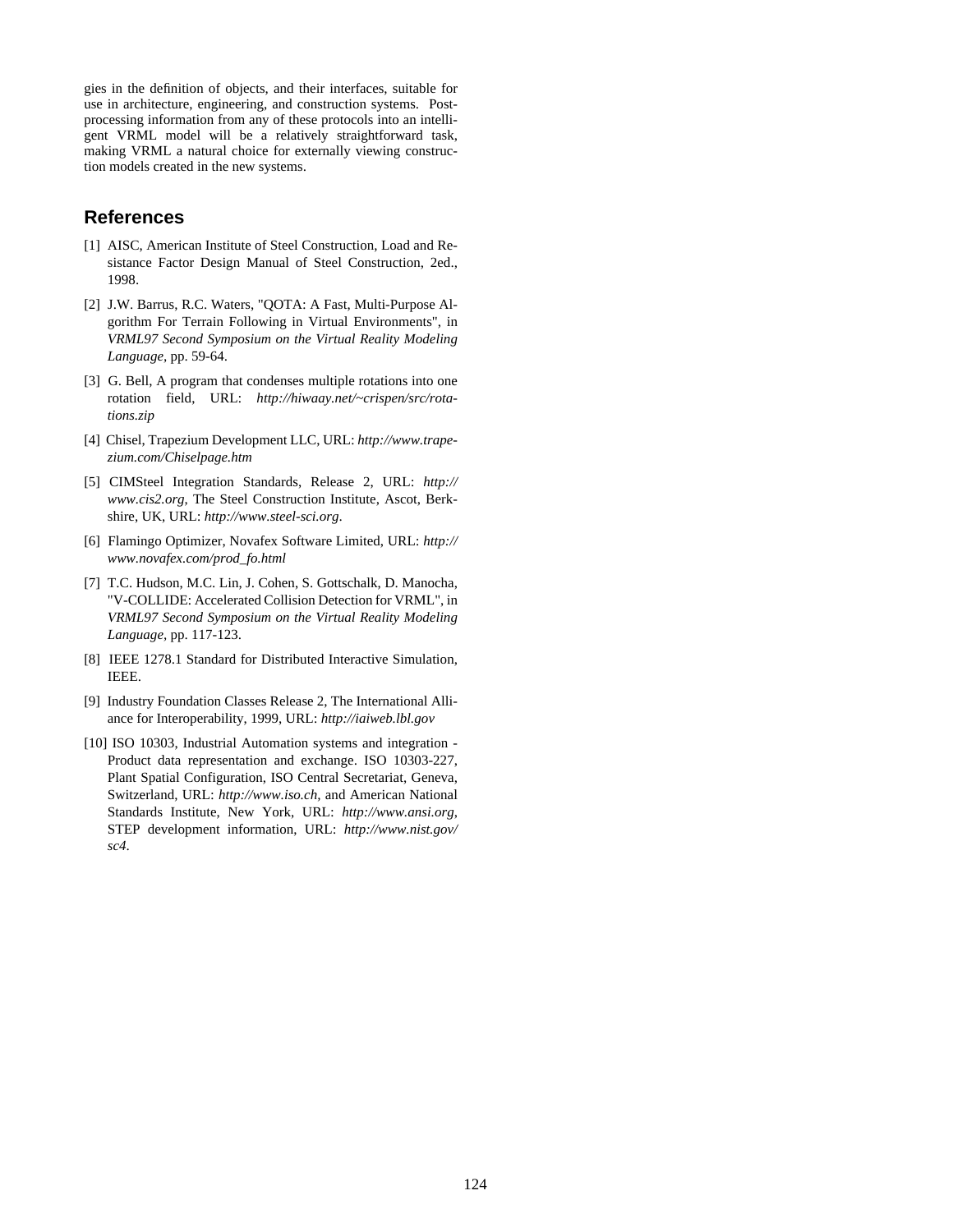gies in the definition of objects, and their interfaces, suitable for use in architecture, engineering, and construction systems. Post-processing information from any of these protocols into an intelligent VRML model will be a relatively straightforward task, making VRML a natural choice for externally viewing construction models created in the new systems.

## References

[1] AISC, American Institute of Steel Construction, Load and Resistance Factor Design Manual of Steel Construction, 2ed., 1998.

[2] J.W. Barrus, R.C. Waters, "QOTA: A Fast, Multi-Purpose Algorithm For Terrain Following in Virtual Environments", in *VRML97 Second Symposium on the Virtual Reality Modeling Language*, pp. 59-64.

[3] G. Bell, A program that condenses multiple rotations into one rotation field, URL: *http://hiwaay.net/~crispen/src/rotations.zip*

[4] Chisel, Trapezium Development LLC, URL: *http://www.trapezium.com/Chiselpage.htm*

[5] CIMSteel Integration Standards, Release 2, URL: *http://www.cis2.org*, The Steel Construction Institute, Ascot, Berkshire, UK, URL: *http://www.steel-sci.org*.

[6] Flamingo Optimizer, Novafex Software Limited, URL: *http://www.novafex.com/prod_fo.html*

[7] T.C. Hudson, M.C. Lin, J. Cohen, S. Gottschalk, D. Manocha, "V-COLLIDE: Accelerated Collision Detection for VRML", in *VRML97 Second Symposium on the Virtual Reality Modeling Language*, pp. 117-123.

[8] IEEE 1278.1 Standard for Distributed Interactive Simulation, IEEE.

[9] Industry Foundation Classes Release 2, The International Alliance for Interoperability, 1999, URL: *http://iaiweb.lbl.gov*

[10] ISO 10303, Industrial Automation systems and integration - Product data representation and exchange. ISO 10303-227, Plant Spatial Configuration, ISO Central Secretariat, Geneva, Switzerland, URL: *http://www.iso.ch*, and American National Standards Institute, New York, URL: *http://www.ansi.org*, STEP development information, URL: *http://www.nist.gov/sc4*.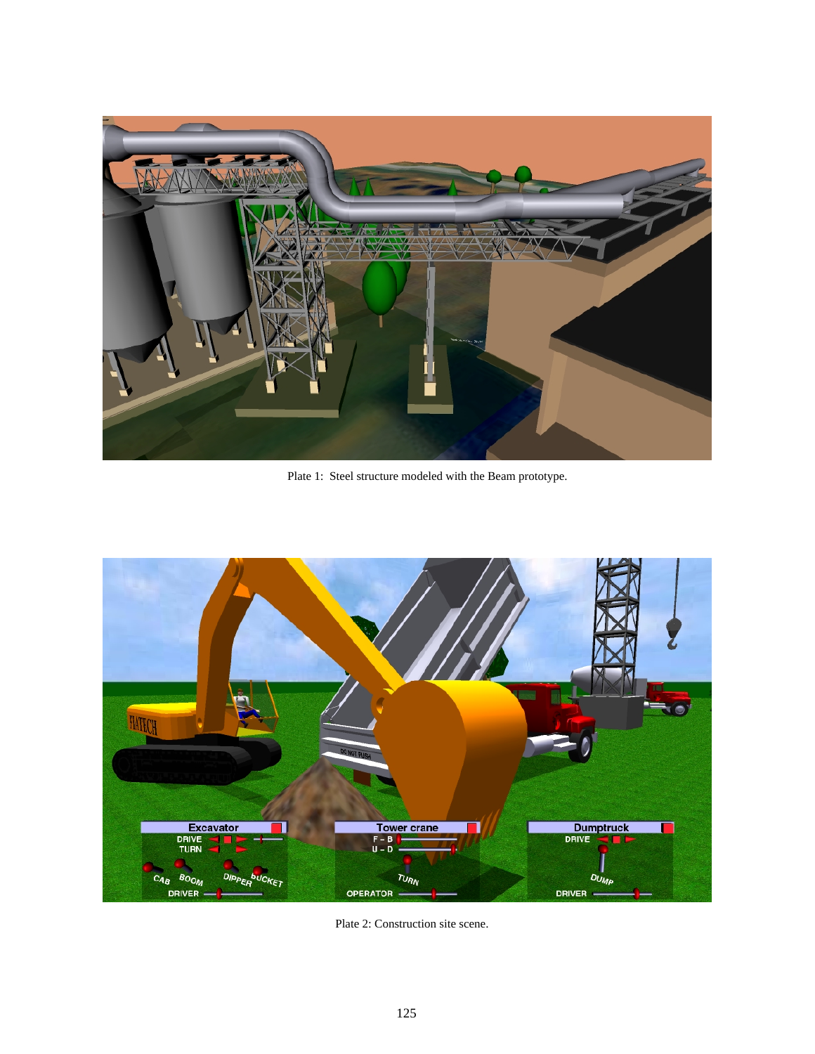Plate 1: Steel structure modeled with the Beam prototype.

Plate 2: Construction site scene.